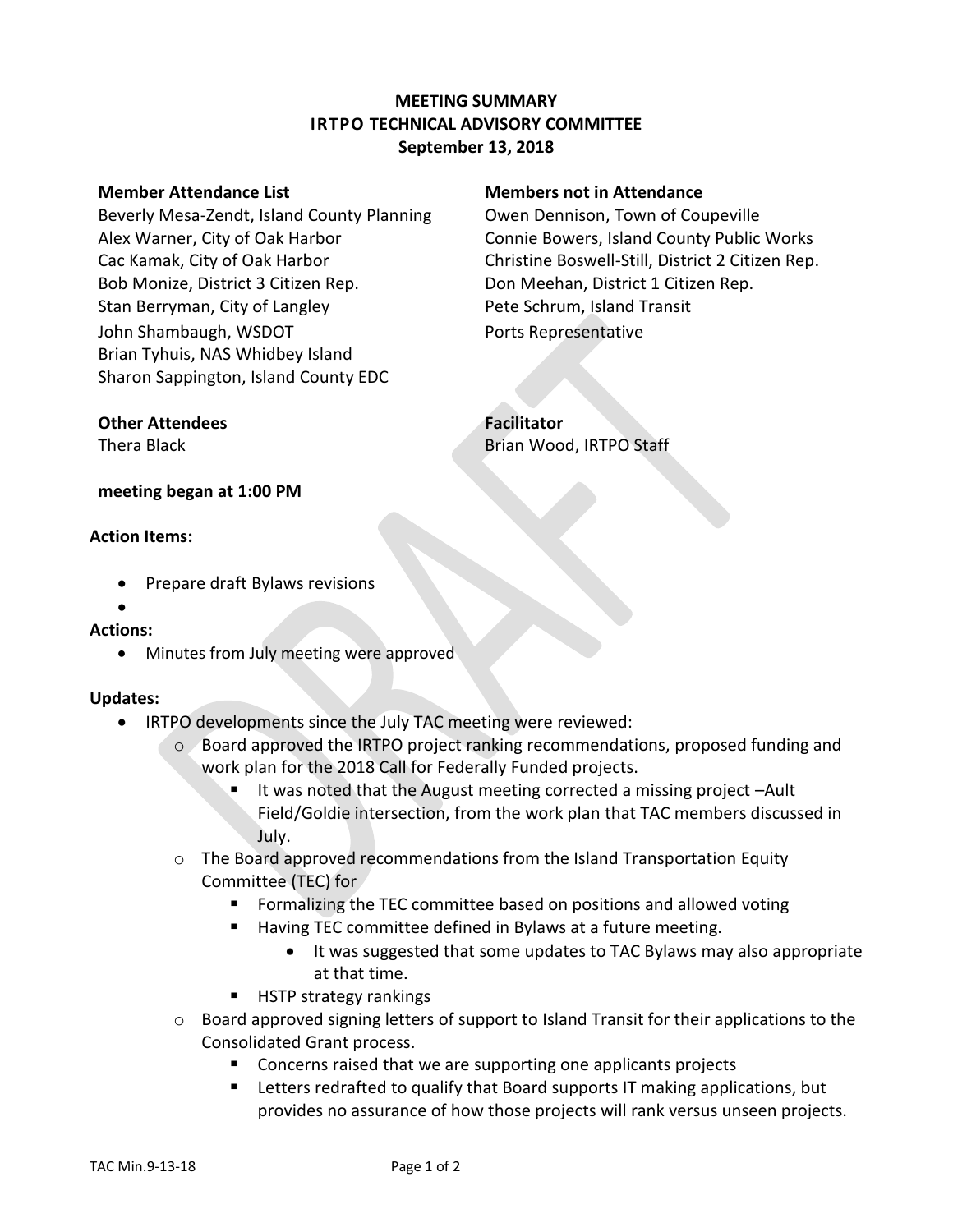# MEETING SUMMARY
## IRTPO TECHNICAL ADVISORY COMMITTEE
### September 13, 2018

**Member Attendance List**

Beverly Mesa-Zendt, Island County Planning
Alex Warner, City of Oak Harbor
Cac Kamak, City of Oak Harbor
Bob Monize, District 3 Citizen Rep.
Stan Berryman, City of Langley
John Shambaugh, WSDOT
Brian Tyhuis, NAS Whidbey Island
Sharon Sappington, Island County EDC

**Members not in Attendance**

Owen Dennison, Town of Coupeville
Connie Bowers, Island County Public Works
Christine Boswell-Still, District 2 Citizen Rep.
Don Meehan, District 1 Citizen Rep.
Pete Schrum, Island Transit
Ports Representative

**Other Attendees**

Thera Black

**Facilitator**

Brian Wood, IRTPO Staff

**meeting began at 1:00 PM**

**Action Items:**

- Prepare draft Bylaws revisions
- 

**Actions:**

- Minutes from July meeting were approved

**Updates:**

- IRTPO developments since the July TAC meeting were reviewed:
  - Board approved the IRTPO project ranking recommendations, proposed funding and work plan for the 2018 Call for Federally Funded projects.
    - It was noted that the August meeting corrected a missing project –Ault Field/Goldie intersection, from the work plan that TAC members discussed in July.
  - The Board approved recommendations from the Island Transportation Equity Committee (TEC) for
    - Formalizing the TEC committee based on positions and allowed voting
    - Having TEC committee defined in Bylaws at a future meeting.
      - It was suggested that some updates to TAC Bylaws may also appropriate at that time.
    - HSTP strategy rankings
  - Board approved signing letters of support to Island Transit for their applications to the Consolidated Grant process.
    - Concerns raised that we are supporting one applicants projects
    - Letters redrafted to qualify that Board supports IT making applications, but provides no assurance of how those projects will rank versus unseen projects.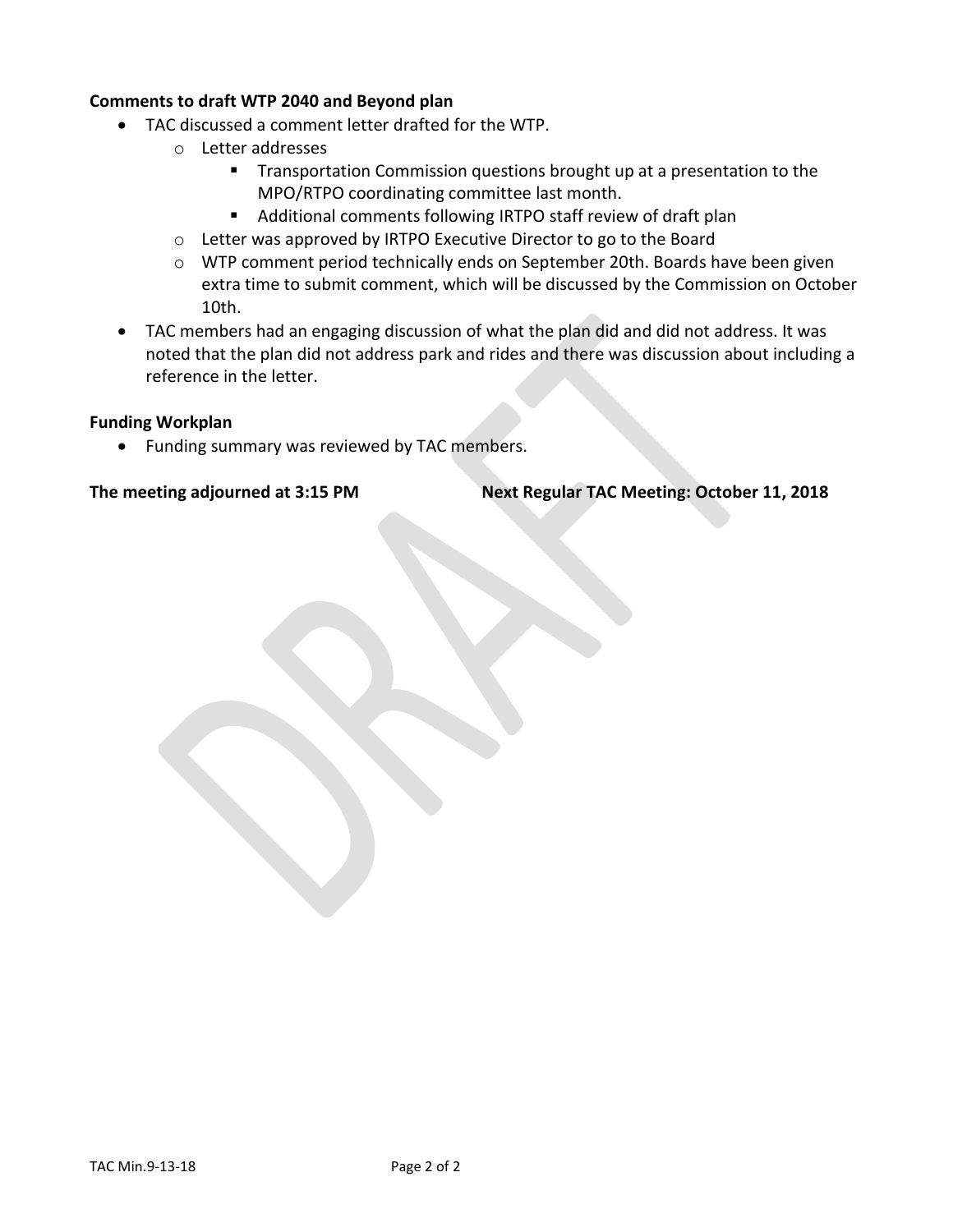**Comments to draft WTP 2040 and Beyond plan**

- TAC discussed a comment letter drafted for the WTP.
  - Letter addresses
    - Transportation Commission questions brought up at a presentation to the MPO/RTPO coordinating committee last month.
    - Additional comments following IRTPO staff review of draft plan
  - Letter was approved by IRTPO Executive Director to go to the Board
  - WTP comment period technically ends on September 20th. Boards have been given extra time to submit comment, which will be discussed by the Commission on October 10th.
- TAC members had an engaging discussion of what the plan did and did not address. It was noted that the plan did not address park and rides and there was discussion about including a reference in the letter.

**Funding Workplan**

- Funding summary was reviewed by TAC members.

**The meeting adjourned at 3:15 PM** **Next Regular TAC Meeting: October 11, 2018**